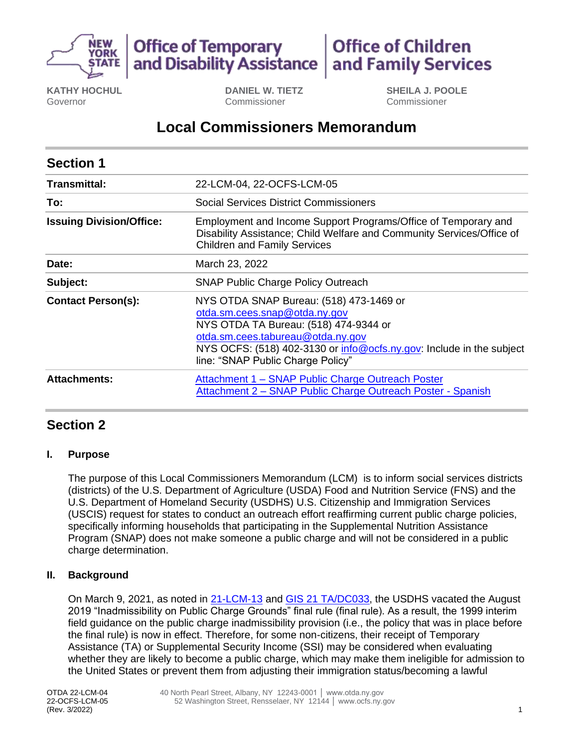**Office of Temporary and Disability Assistance** | **Office of Children and Family Services**

**KATHY HOCHUL**
Governor

**DANIEL W. TIETZ**
Commissioner

**SHEILA J. POOLE**
Commissioner

# Local Commissioners Memorandum

## Section 1

| | |
|---|---|
| **Transmittal:** | 22-LCM-04, 22-OCFS-LCM-05 |
| **To:** | Social Services District Commissioners |
| **Issuing Division/Office:** | Employment and Income Support Programs/Office of Temporary and Disability Assistance; Child Welfare and Community Services/Office of Children and Family Services |
| **Date:** | March 23, 2022 |
| **Subject:** | SNAP Public Charge Policy Outreach |
| **Contact Person(s):** | NYS OTDA SNAP Bureau: (518) 473-1469 or otda.sm.cees.snap@otda.ny.gov<br>NYS OTDA TA Bureau: (518) 474-9344 or otda.sm.cees.tabureau@otda.ny.gov<br>NYS OCFS: (518) 402-3130 or info@ocfs.ny.gov: Include in the subject line: "SNAP Public Charge Policy" |
| **Attachments:** | Attachment 1 – SNAP Public Charge Outreach Poster<br>Attachment 2 – SNAP Public Charge Outreach Poster - Spanish |

## Section 2

### I. Purpose

The purpose of this Local Commissioners Memorandum (LCM) is to inform social services districts (districts) of the U.S. Department of Agriculture (USDA) Food and Nutrition Service (FNS) and the U.S. Department of Homeland Security (USDHS) U.S. Citizenship and Immigration Services (USCIS) request for states to conduct an outreach effort reaffirming current public charge policies, specifically informing households that participating in the Supplemental Nutrition Assistance Program (SNAP) does not make someone a public charge and will not be considered in a public charge determination.

### II. Background

On March 9, 2021, as noted in 21-LCM-13 and GIS 21 TA/DC033, the USDHS vacated the August 2019 "Inadmissibility on Public Charge Grounds" final rule (final rule). As a result, the 1999 interim field guidance on the public charge inadmissibility provision (i.e., the policy that was in place before the final rule) is now in effect. Therefore, for some non-citizens, their receipt of Temporary Assistance (TA) or Supplemental Security Income (SSI) may be considered when evaluating whether they are likely to become a public charge, which may make them ineligible for admission to the United States or prevent them from adjusting their immigration status/becoming a lawful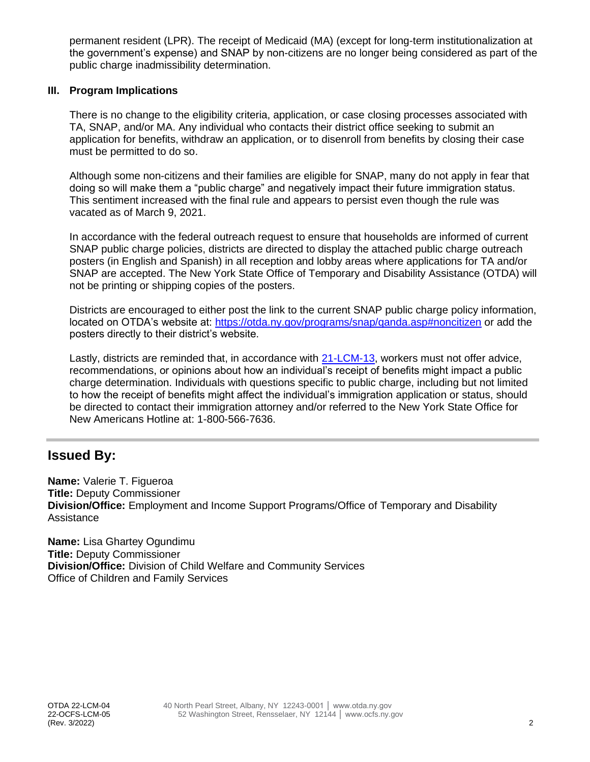permanent resident (LPR). The receipt of Medicaid (MA) (except for long-term institutionalization at the government's expense) and SNAP by non-citizens are no longer being considered as part of the public charge inadmissibility determination.

### III. Program Implications

There is no change to the eligibility criteria, application, or case closing processes associated with TA, SNAP, and/or MA. Any individual who contacts their district office seeking to submit an application for benefits, withdraw an application, or to disenroll from benefits by closing their case must be permitted to do so.

Although some non-citizens and their families are eligible for SNAP, many do not apply in fear that doing so will make them a "public charge" and negatively impact their future immigration status. This sentiment increased with the final rule and appears to persist even though the rule was vacated as of March 9, 2021.

In accordance with the federal outreach request to ensure that households are informed of current SNAP public charge policies, districts are directed to display the attached public charge outreach posters (in English and Spanish) in all reception and lobby areas where applications for TA and/or SNAP are accepted. The New York State Office of Temporary and Disability Assistance (OTDA) will not be printing or shipping copies of the posters.

Districts are encouraged to either post the link to the current SNAP public charge policy information, located on OTDA's website at: https://otda.ny.gov/programs/snap/qanda.asp#noncitizen or add the posters directly to their district's website.

Lastly, districts are reminded that, in accordance with 21-LCM-13, workers must not offer advice, recommendations, or opinions about how an individual's receipt of benefits might impact a public charge determination. Individuals with questions specific to public charge, including but not limited to how the receipt of benefits might affect the individual's immigration application or status, should be directed to contact their immigration attorney and/or referred to the New York State Office for New Americans Hotline at: 1-800-566-7636.

---

## Issued By:

**Name:** Valerie T. Figueroa
**Title:** Deputy Commissioner
**Division/Office:** Employment and Income Support Programs/Office of Temporary and Disability Assistance

**Name:** Lisa Ghartey Ogundimu
**Title:** Deputy Commissioner
**Division/Office:** Division of Child Welfare and Community Services
Office of Children and Family Services